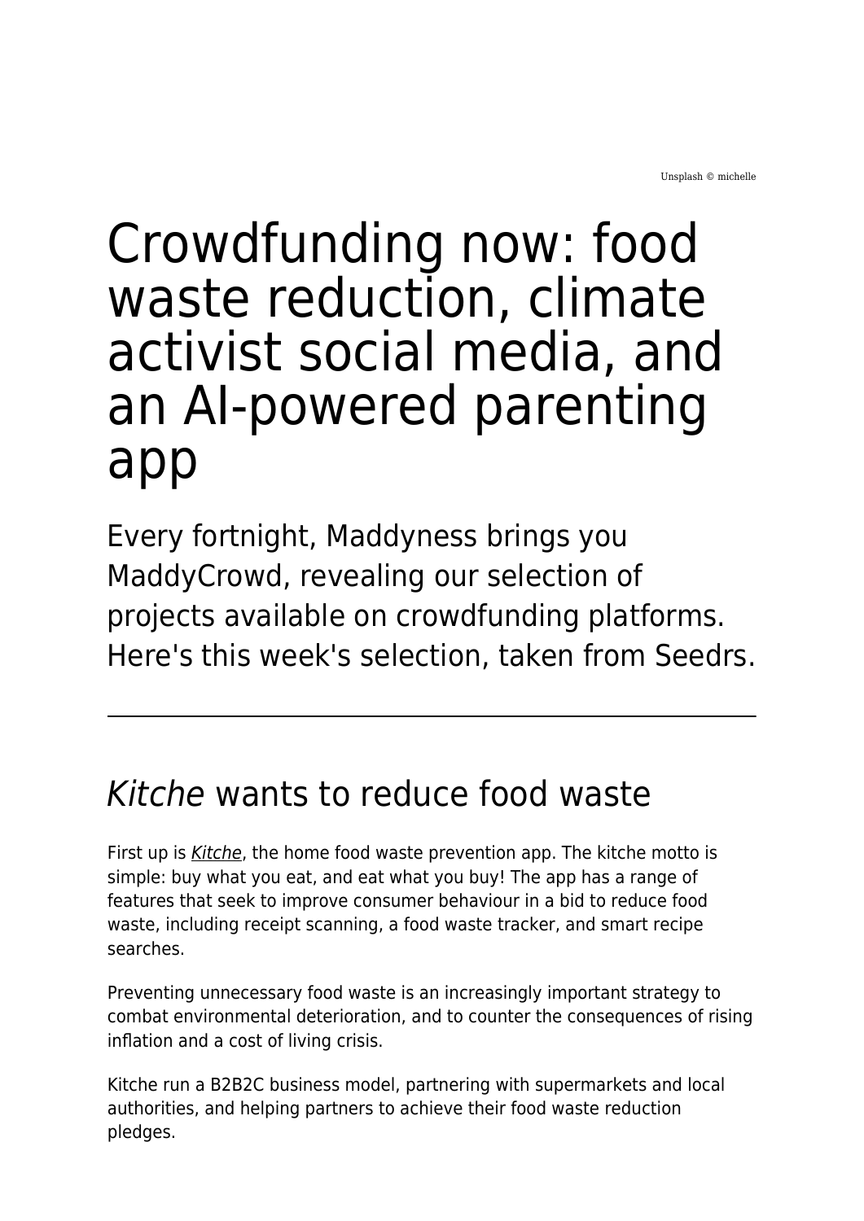Unsplash © michelle

# Crowdfunding now: food waste reduction, climate activist social media, and an AI-powered parenting app

Every fortnight, Maddyness brings you MaddyCrowd, revealing our selection of projects available on crowdfunding platforms. Here's this week's selection, taken from Seedrs.

---

## *Kitche* wants to reduce food waste

First up is *Kitche*, the home food waste prevention app. The kitche motto is simple: buy what you eat, and eat what you buy! The app has a range of features that seek to improve consumer behaviour in a bid to reduce food waste, including receipt scanning, a food waste tracker, and smart recipe searches.

Preventing unnecessary food waste is an increasingly important strategy to combat environmental deterioration, and to counter the consequences of rising inflation and a cost of living crisis.

Kitche run a B2B2C business model, partnering with supermarkets and local authorities, and helping partners to achieve their food waste reduction pledges.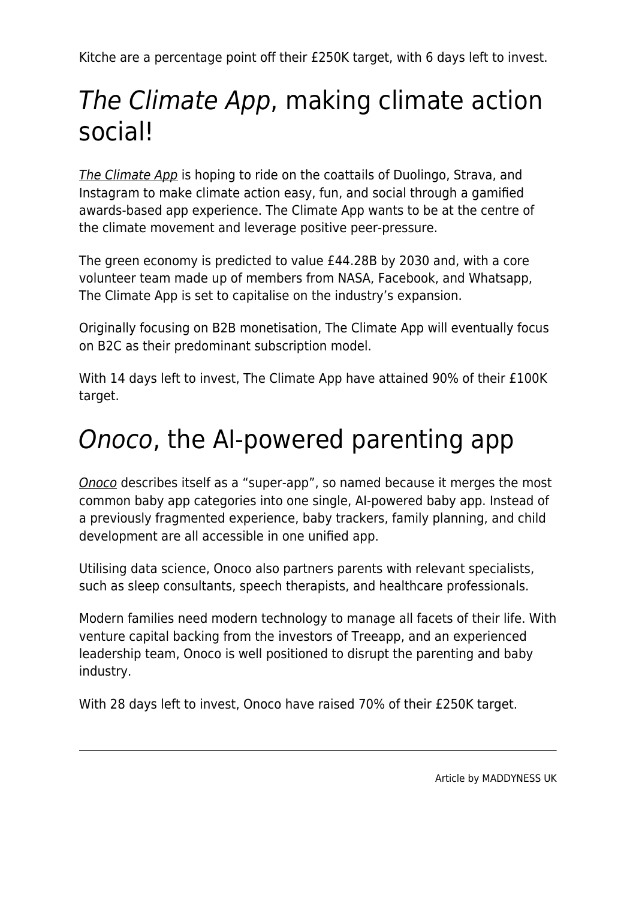Kitche are a percentage point off their £250K target, with 6 days left to invest.

# *The Climate App*, making climate action social!

*The Climate App* is hoping to ride on the coattails of Duolingo, Strava, and Instagram to make climate action easy, fun, and social through a gamified awards-based app experience. The Climate App wants to be at the centre of the climate movement and leverage positive peer-pressure.

The green economy is predicted to value £44.28B by 2030 and, with a core volunteer team made up of members from NASA, Facebook, and Whatsapp, The Climate App is set to capitalise on the industry's expansion.

Originally focusing on B2B monetisation, The Climate App will eventually focus on B2C as their predominant subscription model.

With 14 days left to invest, The Climate App have attained 90% of their £100K target.

# *Onoco*, the AI-powered parenting app

*Onoco* describes itself as a "super-app", so named because it merges the most common baby app categories into one single, AI-powered baby app. Instead of a previously fragmented experience, baby trackers, family planning, and child development are all accessible in one unified app.

Utilising data science, Onoco also partners parents with relevant specialists, such as sleep consultants, speech therapists, and healthcare professionals.

Modern families need modern technology to manage all facets of their life. With venture capital backing from the investors of Treeapp, and an experienced leadership team, Onoco is well positioned to disrupt the parenting and baby industry.

With 28 days left to invest, Onoco have raised 70% of their £250K target.

---

Article by MADDYNESS UK